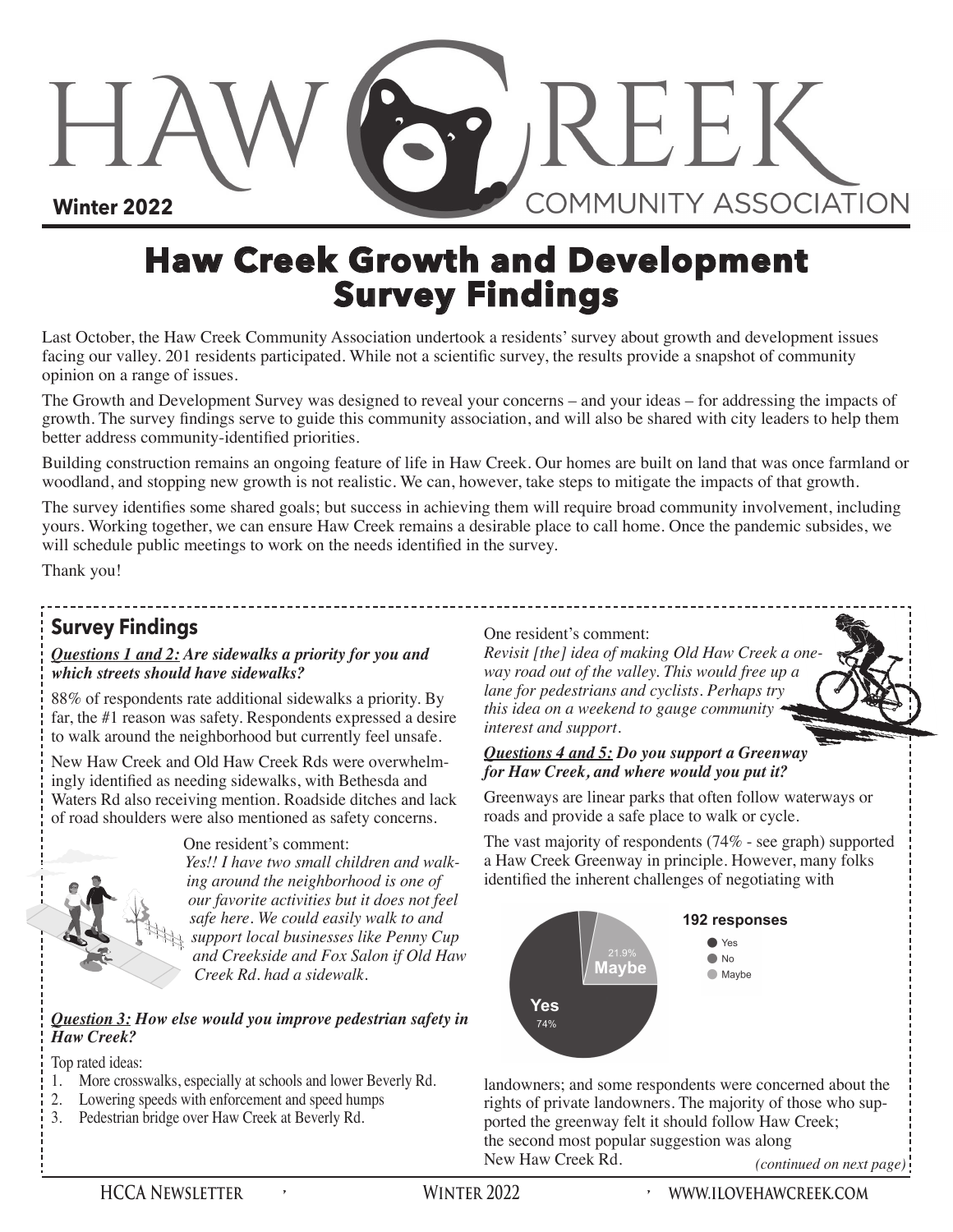# HAW CREEK COMMUNITY ASSOCIATION

**Winter 2022**

# Haw Creek Growth and Development Survey Findings

Last October, the Haw Creek Community Association undertook a residents' survey about growth and development issues facing our valley. 201 residents participated. While not a scientific survey, the results provide a snapshot of community opinion on a range of issues.

The Growth and Development Survey was designed to reveal your concerns – and your ideas – for addressing the impacts of growth. The survey findings serve to guide this community association, and will also be shared with city leaders to help them better address community-identified priorities.

Building construction remains an ongoing feature of life in Haw Creek. Our homes are built on land that was once farmland or woodland, and stopping new growth is not realistic. We can, however, take steps to mitigate the impacts of that growth.

The survey identifies some shared goals; but success in achieving them will require broad community involvement, including yours. Working together, we can ensure Haw Creek remains a desirable place to call home. Once the pandemic subsides, we will schedule public meetings to work on the needs identified in the survey.

Thank you!

## Survey Findings

***Questions 1 and 2:** Are sidewalks a priority for you and which streets should have sidewalks?*

88% of respondents rate additional sidewalks a priority. By far, the #1 reason was safety. Respondents expressed a desire to walk around the neighborhood but currently feel unsafe.

New Haw Creek and Old Haw Creek Rds were overwhelmingly identified as needing sidewalks, with Bethesda and Waters Rd also receiving mention. Roadside ditches and lack of road shoulders were also mentioned as safety concerns.

One resident's comment:
*Yes!! I have two small children and walking around the neighborhood is one of our favorite activities but it does not feel safe here. We could easily walk to and support local businesses like Penny Cup and Creekside and Fox Salon if Old Haw Creek Rd. had a sidewalk.*

***Question 3:** How else would you improve pedestrian safety in Haw Creek?*

Top rated ideas:

1. More crosswalks, especially at schools and lower Beverly Rd.
2. Lowering speeds with enforcement and speed humps
3. Pedestrian bridge over Haw Creek at Beverly Rd.

One resident's comment:
*Revisit [the] idea of making Old Haw Creek a one-way road out of the valley. This would free up a lane for pedestrians and cyclists. Perhaps try this idea on a weekend to gauge community interest and support.*

***Questions 4 and 5:** Do you support a Greenway for Haw Creek, and where would you put it?*

Greenways are linear parks that often follow waterways or roads and provide a safe place to walk or cycle.

The vast majority of respondents (74% - see graph) supported a Haw Creek Greenway in principle. However, many folks identified the inherent challenges of negotiating with landowners; and some respondents were concerned about the rights of private landowners. The majority of those who supported the greenway felt it should follow Haw Creek; the second most popular suggestion was along New Haw Creek Rd.

**192 responses**

| Response | Percent |
|---|---|
| Yes | 74% |
| No | |
| Maybe | 21.9% |

*(continued on next page)*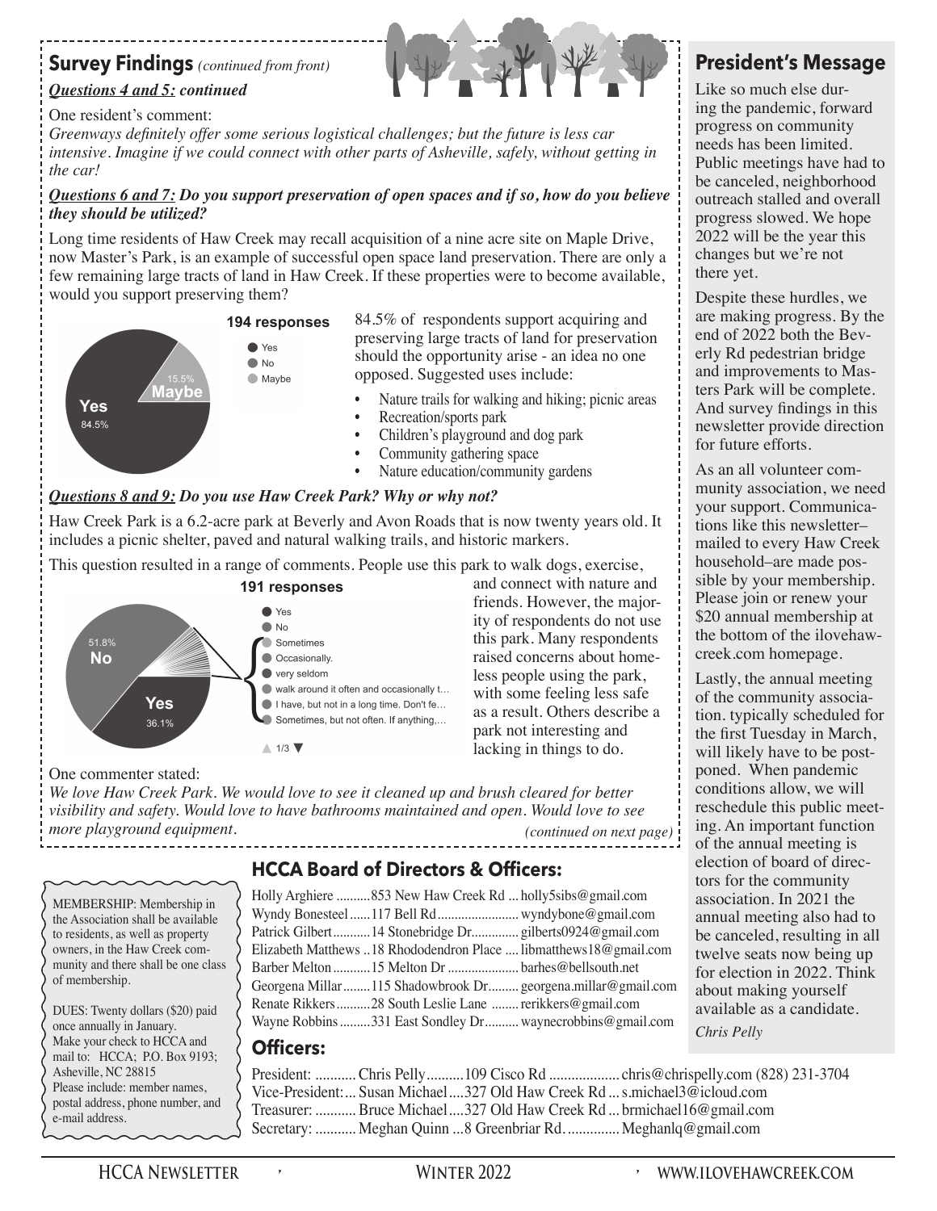## Survey Findings *(continued from front)*

***Questions 4 and 5:* continued**

One resident's comment:

*Greenways definitely offer some serious logistical challenges; but the future is less car intensive. Imagine if we could connect with other parts of Asheville, safely, without getting in the car!*

***Questions 6 and 7:* Do you support preservation of open spaces and if so, how do you believe they should be utilized?**

Long time residents of Haw Creek may recall acquisition of a nine acre site on Maple Drive, now Master's Park, is an example of successful open space land preservation. There are only a few remaining large tracts of land in Haw Creek. If these properties were to become available, would you support preserving them?

**194 responses**

- Yes
- No
- Maybe

Yes 84.5% / Maybe 15.5%

84.5% of respondents support acquiring and preserving large tracts of land for preservation should the opportunity arise - an idea no one opposed. Suggested uses include:

- Nature trails for walking and hiking; picnic areas
- Recreation/sports park
- Children's playground and dog park
- Community gathering space
- Nature education/community gardens

***Questions 8 and 9:* Do you use Haw Creek Park? Why or why not?**

Haw Creek Park is a 6.2-acre park at Beverly and Avon Roads that is now twenty years old. It includes a picnic shelter, paved and natural walking trails, and historic markers.

This question resulted in a range of comments. People use this park to walk dogs, exercise, and connect with nature and friends. However, the majority of respondents do not use this park. Many respondents raised concerns about homeless people using the park, with some feeling less safe as a result. Others describe a park not interesting and lacking in things to do.

**191 responses**

- Yes
- No
- Sometimes
- Occasionally.
- very seldom
- walk around it often and occasionally t...
- I have, but not in a long time. Don't fe...
- Sometimes, but not often. If anything,...

1/3

No 51.8% / Yes 36.1%

One commenter stated:

*We love Haw Creek Park. We would love to see it cleaned up and brush cleared for better visibility and safety. Would love to have bathrooms maintained and open. Would love to see more playground equipment.*

*(continued on next page)*

## President's Message

Like so much else during the pandemic, forward progress on community needs has been limited. Public meetings have had to be canceled, neighborhood outreach stalled and overall progress slowed. We hope 2022 will be the year this changes but we're not there yet.

Despite these hurdles, we are making progress. By the end of 2022 both the Beverly Rd pedestrian bridge and improvements to Masters Park will be complete. And survey findings in this newsletter provide direction for future efforts.

As an all volunteer community association, we need your support. Communications like this newsletter–mailed to every Haw Creek household–are made possible by your membership. Please join or renew your $20 annual membership at the bottom of the ilovehawcreek.com homepage.

Lastly, the annual meeting of the community association. typically scheduled for the first Tuesday in March, will likely have to be postponed. When pandemic conditions allow, we will reschedule this public meeting. An important function of the annual meeting is election of board of directors for the community association. In 2021 the annual meeting also had to be canceled, resulting in all twelve seats now being up for election in 2022. Think about making yourself available as a candidate.

*Chris Pelly*

## HCCA Board of Directors & Officers:

Holly Arghiere .......... 853 New Haw Creek Rd ... holly5sibs@gmail.com
Wyndy Bonesteel ...... 117 Bell Rd ........................ wyndybone@gmail.com
Patrick Gilbert ........... 14 Stonebridge Dr.............. gilberts0924@gmail.com
Elizabeth Matthews .. 18 Rhododendron Place .... libmatthews18@gmail.com
Barber Melton ........... 15 Melton Dr .................... barhes@bellsouth.net
Georgena Millar ........ 115 Shadowbrook Dr......... georgena.millar@gmail.com
Renate Rikkers .......... 28 South Leslie Lane ........ rerikkers@gmail.com
Wayne Robbins ......... 331 East Sondley Dr.......... waynecrobbins@gmail.com

### Officers:

President: ........... Chris Pelly.......... 109 Cisco Rd .................. chris@chrispelly.com (828) 231-3704
Vice-President: ... Susan Michael .... 327 Old Haw Creek Rd ... s.michael3@icloud.com
Treasurer: ........... Bruce Michael .... 327 Old Haw Creek Rd ... brmichael16@gmail.com
Secretary: ........... Meghan Quinn ... 8 Greenbriar Rd. ............. Meghanlq@gmail.com

MEMBERSHIP: Membership in the Association shall be available to residents, as well as property owners, in the Haw Creek community and there shall be one class of membership.

DUES: Twenty dollars ($20) paid once annually in January. Make your check to HCCA and mail to: HCCA; P.O. Box 9193; Asheville, NC 28815
Please include: member names, postal address, phone number, and e-mail address.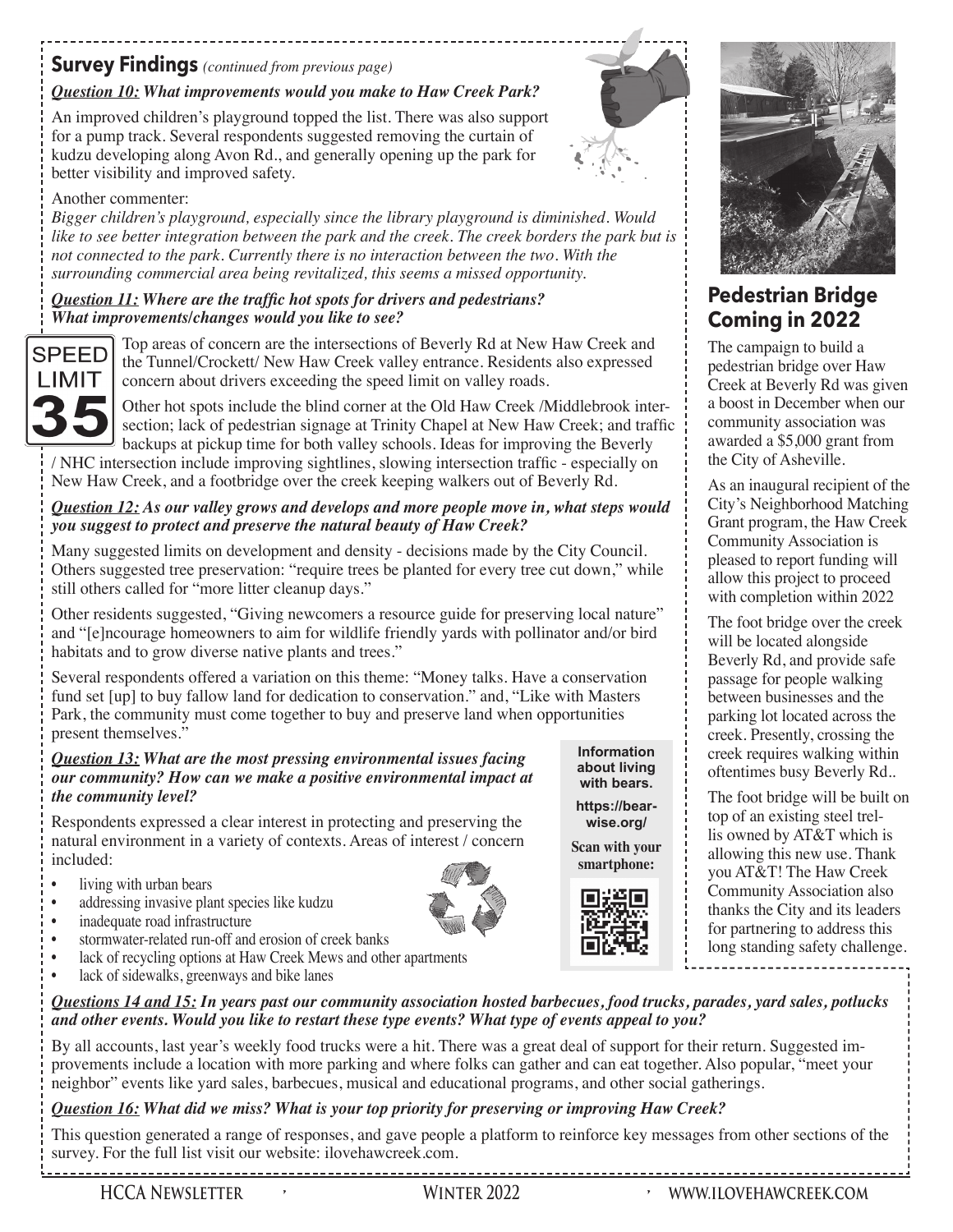## Survey Findings *(continued from previous page)*

***Question 10:*** ***What improvements would you make to Haw Creek Park?***

An improved children's playground topped the list. There was also support for a pump track. Several respondents suggested removing the curtain of kudzu developing along Avon Rd., and generally opening up the park for better visibility and improved safety.

Another commenter:

*Bigger children's playground, especially since the library playground is diminished. Would like to see better integration between the park and the creek. The creek borders the park but is not connected to the park. Currently there is no interaction between the two. With the surrounding commercial area being revitalized, this seems a missed opportunity.*

***Question 11:*** ***Where are the traffic hot spots for drivers and pedestrians? What improvements/changes would you like to see?***

SPEED LIMIT 35

Top areas of concern are the intersections of Beverly Rd at New Haw Creek and the Tunnel/Crockett/ New Haw Creek valley entrance. Residents also expressed concern about drivers exceeding the speed limit on valley roads.

Other hot spots include the blind corner at the Old Haw Creek /Middlebrook intersection; lack of pedestrian signage at Trinity Chapel at New Haw Creek; and traffic backups at pickup time for both valley schools. Ideas for improving the Beverly / NHC intersection include improving sightlines, slowing intersection traffic - especially on New Haw Creek, and a footbridge over the creek keeping walkers out of Beverly Rd.

***Question 12:*** ***As our valley grows and develops and more people move in, what steps would you suggest to protect and preserve the natural beauty of Haw Creek?***

Many suggested limits on development and density - decisions made by the City Council. Others suggested tree preservation: "require trees be planted for every tree cut down," while still others called for "more litter cleanup days."

Other residents suggested, "Giving newcomers a resource guide for preserving local nature" and "[e]ncourage homeowners to aim for wildlife friendly yards with pollinator and/or bird habitats and to grow diverse native plants and trees."

Several respondents offered a variation on this theme: "Money talks. Have a conservation fund set [up] to buy fallow land for dedication to conservation." and, "Like with Masters Park, the community must come together to buy and preserve land when opportunities present themselves."

***Question 13:*** ***What are the most pressing environmental issues facing our community? How can we make a positive environmental impact at the community level?***

Respondents expressed a clear interest in protecting and preserving the natural environment in a variety of contexts. Areas of interest / concern included:

- living with urban bears
- addressing invasive plant species like kudzu
- inadequate road infrastructure
- stormwater-related run-off and erosion of creek banks
- lack of recycling options at Haw Creek Mews and other apartments
- lack of sidewalks, greenways and bike lanes

**Information about living with bears.**

**https://bearwise.org/**

**Scan with your smartphone:**

***Questions 14 and 15:*** ***In years past our community association hosted barbecues, food trucks, parades, yard sales, potlucks and other events. Would you like to restart these type events? What type of events appeal to you?***

By all accounts, last year's weekly food trucks were a hit. There was a great deal of support for their return. Suggested improvements include a location with more parking and where folks can gather and can eat together. Also popular, "meet your neighbor" events like yard sales, barbecues, musical and educational programs, and other social gatherings.

***Question 16:*** ***What did we miss? What is your top priority for preserving or improving Haw Creek?***

This question generated a range of responses, and gave people a platform to reinforce key messages from other sections of the survey. For the full list visit our website: ilovehawcreek.com.

## Pedestrian Bridge Coming in 2022

The campaign to build a pedestrian bridge over Haw Creek at Beverly Rd was given a boost in December when our community association was awarded a $5,000 grant from the City of Asheville.

As an inaugural recipient of the City's Neighborhood Matching Grant program, the Haw Creek Community Association is pleased to report funding will allow this project to proceed with completion within 2022

The foot bridge over the creek will be located alongside Beverly Rd, and provide safe passage for people walking between businesses and the parking lot located across the creek. Presently, crossing the creek requires walking within oftentimes busy Beverly Rd..

The foot bridge will be built on top of an existing steel trellis owned by AT&T which is allowing this new use. Thank you AT&T! The Haw Creek Community Association also thanks the City and its leaders for partnering to address this long standing safety challenge.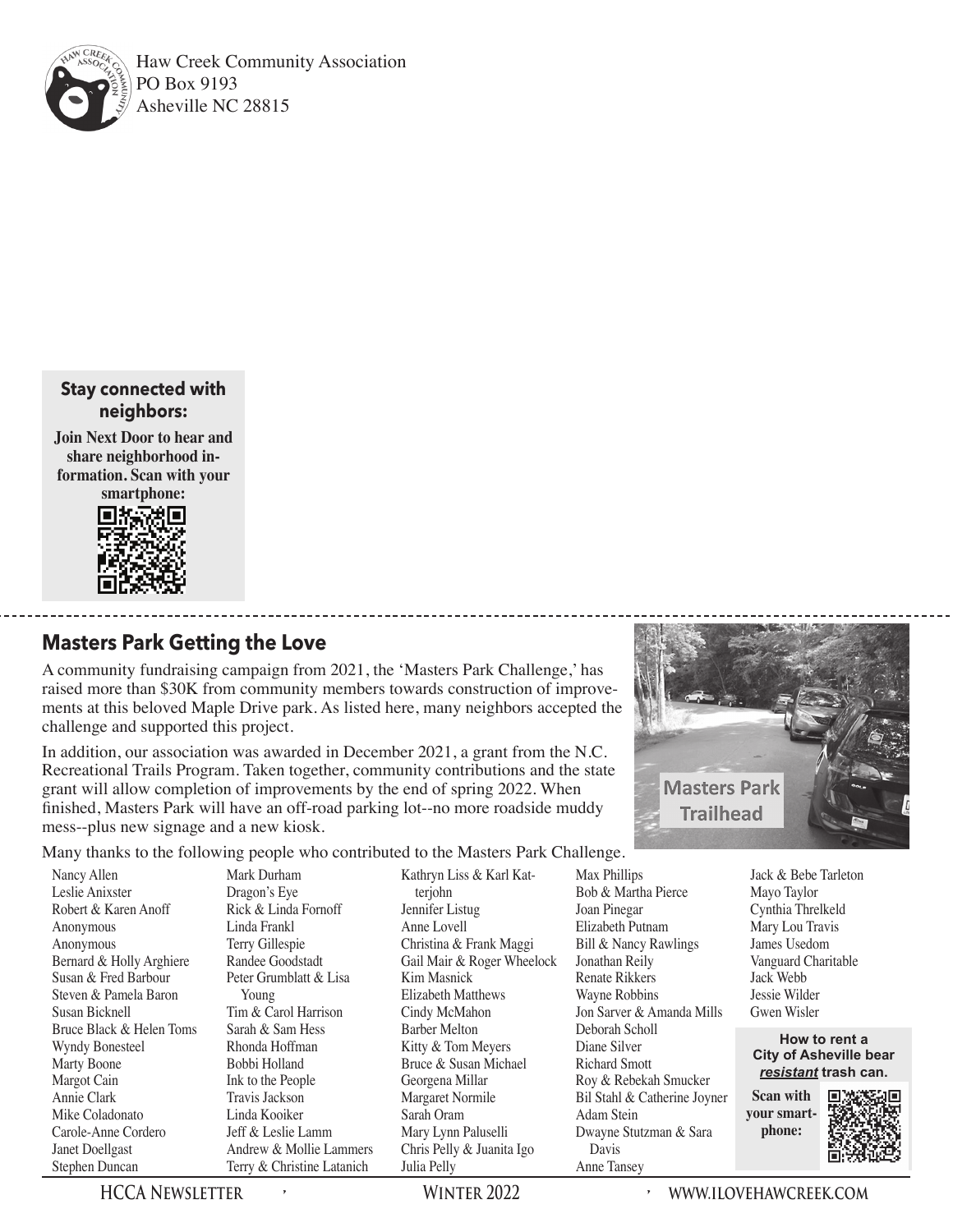Haw Creek Community Association
PO Box 9193
Asheville NC 28815

**Stay connected with neighbors:**

**Join Next Door to hear and share neighborhood information. Scan with your smartphone:**

## Masters Park Getting the Love

A community fundraising campaign from 2021, the 'Masters Park Challenge,' has raised more than $30K from community members towards construction of improvements at this beloved Maple Drive park. As listed here, many neighbors accepted the challenge and supported this project.

In addition, our association was awarded in December 2021, a grant from the N.C. Recreational Trails Program. Taken together, community contributions and the state grant will allow completion of improvements by the end of spring 2022. When finished, Masters Park will have an off-road parking lot--no more roadside muddy mess--plus new signage and a new kiosk.

Masters Park Trailhead

Many thanks to the following people who contributed to the Masters Park Challenge.

Nancy Allen
Leslie Anixster
Robert & Karen Anoff
Anonymous
Anonymous
Bernard & Holly Arghiere
Susan & Fred Barbour
Steven & Pamela Baron
Susan Bicknell
Bruce Black & Helen Toms
Wyndy Bonesteel
Marty Boone
Margot Cain
Annie Clark
Mike Coladonato
Carole-Anne Cordero
Janet Doellgast
Stephen Duncan
Mark Durham
Dragon's Eye
Rick & Linda Fornoff
Linda Frankl
Terry Gillespie
Randee Goodstadt
Peter Grumblatt & Lisa Young
Tim & Carol Harrison
Sarah & Sam Hess
Rhonda Hoffman
Bobbi Holland
Ink to the People
Travis Jackson
Linda Kooiker
Jeff & Leslie Lamm
Andrew & Mollie Lammers
Terry & Christine Latanich
Kathryn Liss & Karl Katterjohn
Jennifer Listug
Anne Lovell
Christina & Frank Maggi
Gail Mair & Roger Wheelock
Kim Masnick
Elizabeth Matthews
Cindy McMahon
Barber Melton
Kitty & Tom Meyers
Bruce & Susan Michael
Georgena Millar
Margaret Normile
Sarah Oram
Mary Lynn Paluselli
Chris Pelly & Juanita Igo
Julia Pelly
Max Phillips
Bob & Martha Pierce
Joan Pinegar
Elizabeth Putnam
Bill & Nancy Rawlings
Jonathan Reily
Renate Rikkers
Wayne Robbins
Jon Sarver & Amanda Mills
Deborah Scholl
Diane Silver
Richard Smott
Roy & Rebekah Smucker
Bil Stahl & Catherine Joyner
Adam Stein
Dwayne Stutzman & Sara Davis
Anne Tansey
Jack & Bebe Tarleton
Mayo Taylor
Cynthia Threlkeld
Mary Lou Travis
James Usedom
Vanguard Charitable
Jack Webb
Jessie Wilder
Gwen Wisler

**How to rent a City of Asheville bear *resistant* trash can.**

**Scan with your smartphone:**